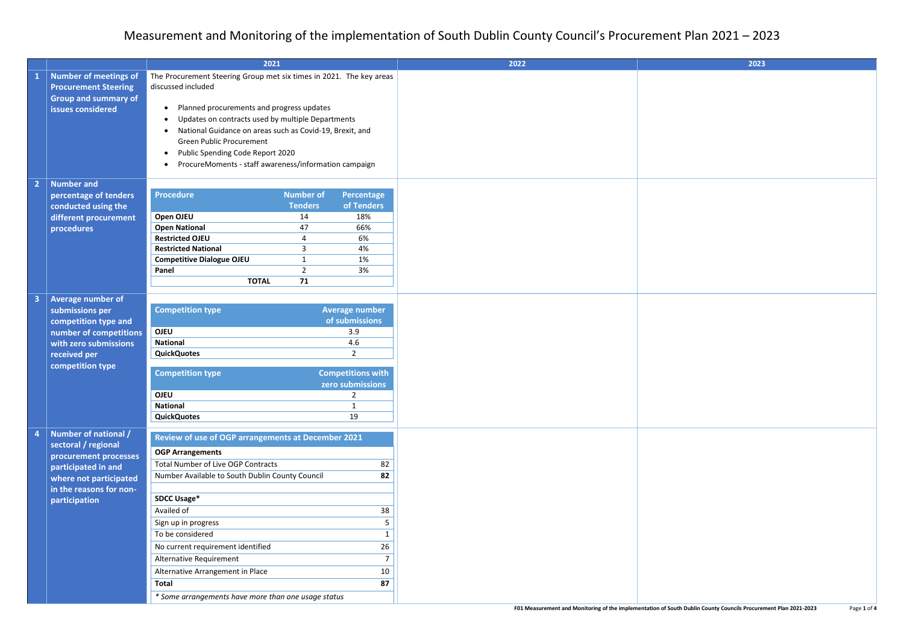# Measurement and Monitoring of the implementation of South Dublin County Council's Procurement Plan 2021 – 2023

| | | 2021 | 2022 | 2023 |
|---|---|---|---|---|
| 1 | **Number of meetings of Procurement Steering Group and summary of issues considered** | The Procurement Steering Group met six times in 2021. The key areas discussed included<br><br>• Planned procurements and progress updates<br>• Updates on contracts used by multiple Departments<br>• National Guidance on areas such as Covid-19, Brexit, and Green Public Procurement<br>• Public Spending Code Report 2020<br>• ProcureMoments - staff awareness/information campaign | | |
| 2 | **Number and percentage of tenders conducted using the different procurement procedures** | See table 2 below | | |
| 3 | **Average number of submissions per competition type and number of competitions with zero submissions received per competition type** | See tables 3 below | | |
| 4 | **Number of national / sectoral / regional procurement processes participated in and where not participated in the reasons for non-participation** | See table 4 below | | |

**2. Number and percentage of tenders conducted using the different procurement procedures (2021)**

| Procedure | Number of Tenders | Percentage of Tenders |
|---|---|---|
| **Open OJEU** | 14 | 18% |
| **Open National** | 47 | 66% |
| **Restricted OJEU** | 4 | 6% |
| **Restricted National** | 3 | 4% |
| **Competitive Dialogue OJEU** | 1 | 1% |
| **Panel** | 2 | 3% |
| **TOTAL** | **71** | |

**3. Average number of submissions per competition type and number of competitions with zero submissions received per competition type (2021)**

| Competition type | Average number of submissions |
|---|---|
| **OJEU** | 3.9 |
| **National** | 4.6 |
| **QuickQuotes** | 2 |

| Competition type | Competitions with zero submissions |
|---|---|
| **OJEU** | 2 |
| **National** | 1 |
| **QuickQuotes** | 19 |

**4. Number of national / sectoral / regional procurement processes participated in and where not participated in the reasons for non-participation (2021)**

| Review of use of OGP arrangements at December 2021 | |
|---|---|
| **OGP Arrangements** | |
| Total Number of Live OGP Contracts | 82 |
| Number Available to South Dublin County Council | **82** |
| | |
| **SDCC Usage*** | |
| Availed of | 38 |
| Sign up in progress | 5 |
| To be considered | 1 |
| No current requirement identified | 26 |
| Alternative Requirement | 7 |
| Alternative Arrangement in Place | 10 |
| **Total** | **87** |

*\* Some arrangements have more than one usage status*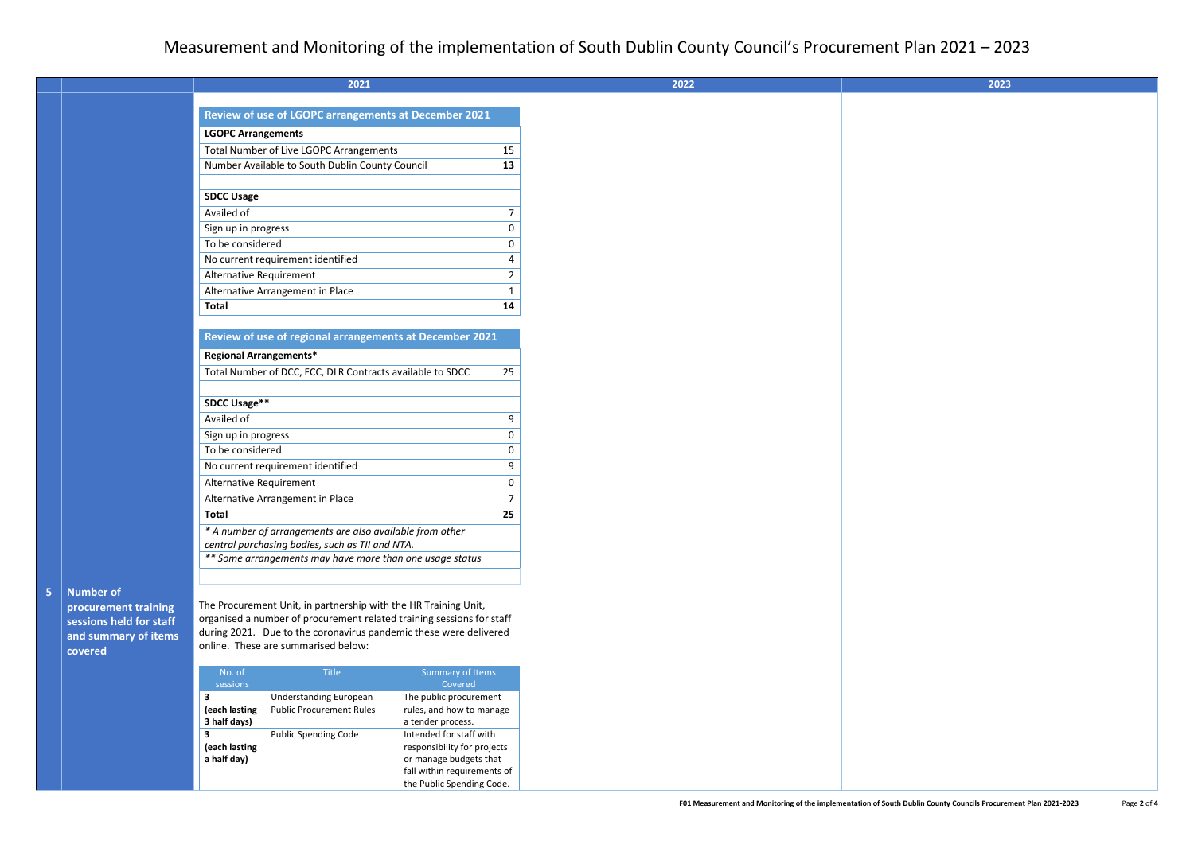# Measurement and Monitoring of the implementation of South Dublin County Council's Procurement Plan 2021 – 2023

| | | 2021 | 2022 | 2023 |
|---|---|---|---|---|
| | | (see tables below: Review of use of LGOPC arrangements at December 2021; Review of use of regional arrangements at December 2021) | | |
| 5 | **Number of procurement training sessions held for staff and summary of items covered** | The Procurement Unit, in partnership with the HR Training Unit, organised a number of procurement related training sessions for staff during 2021. Due to the coronavirus pandemic these were delivered online. These are summarised below: (see training table below) | | |

**Review of use of LGOPC arrangements at December 2021**

| **LGOPC Arrangements** | |
|---|---|
| Total Number of Live LGOPC Arrangements | 15 |
| Number Available to South Dublin County Council | **13** |
| | |
| **SDCC Usage** | |
| Availed of | 7 |
| Sign up in progress | 0 |
| To be considered | 0 |
| No current requirement identified | 4 |
| Alternative Requirement | 2 |
| Alternative Arrangement in Place | 1 |
| **Total** | **14** |

**Review of use of regional arrangements at December 2021**

| **Regional Arrangements*** | |
|---|---|
| Total Number of DCC, FCC, DLR Contracts available to SDCC | 25 |
| | |
| **SDCC Usage**** | |
| Availed of | 9 |
| Sign up in progress | 0 |
| To be considered | 0 |
| No current requirement identified | 9 |
| Alternative Requirement | 0 |
| Alternative Arrangement in Place | 7 |
| **Total** | **25** |

*\* A number of arrangements are also available from other central purchasing bodies, such as TII and NTA.*

*\*\* Some arrangements may have more than one usage status*

| No. of sessions | Title | Summary of Items Covered |
|---|---|---|
| **3 (each lasting 3 half days)** | Understanding European Public Procurement Rules | The public procurement rules, and how to manage a tender process. |
| **3 (each lasting a half day)** | Public Spending Code | Intended for staff with responsibility for projects or manage budgets that fall within requirements of the Public Spending Code. |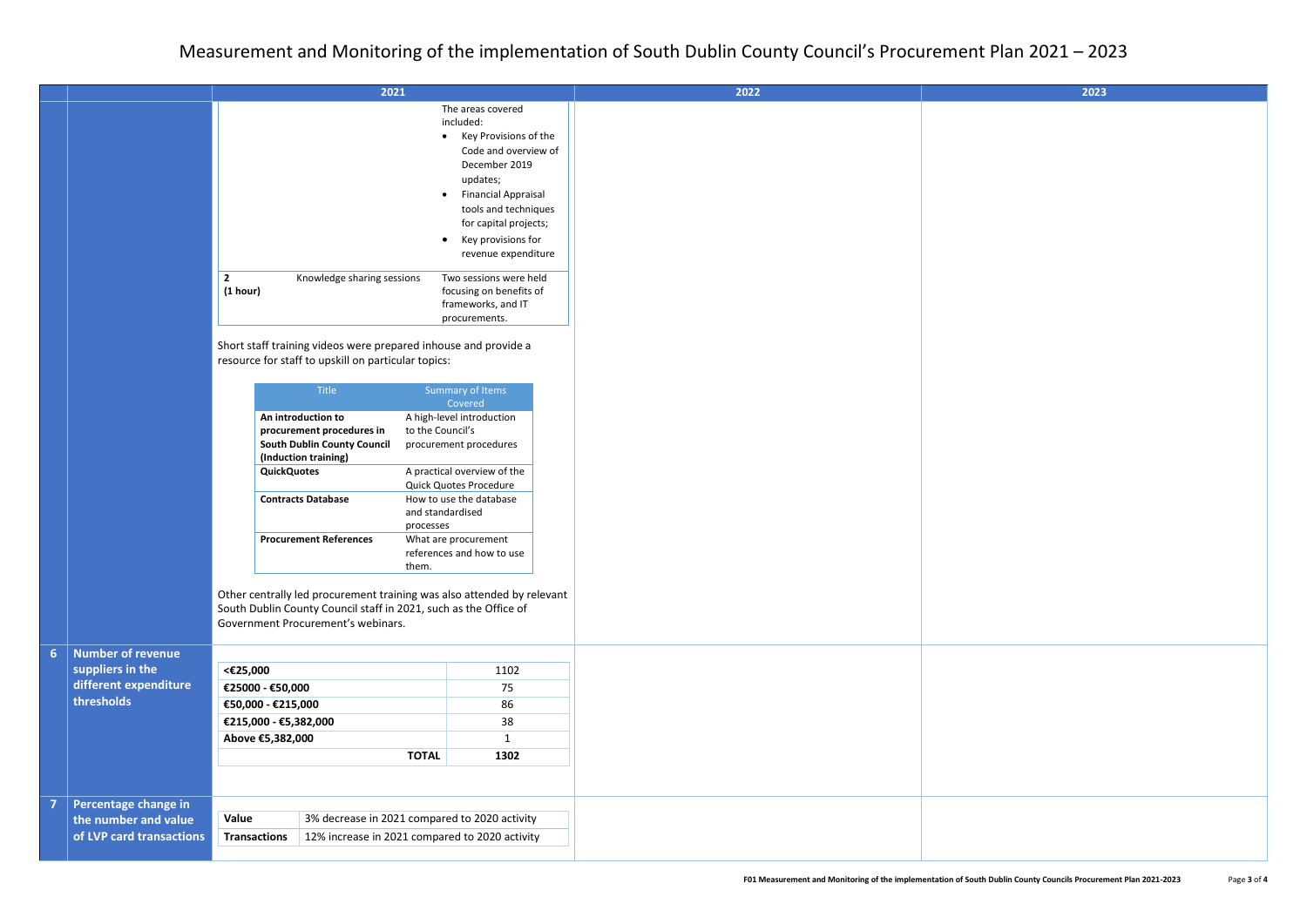# Measurement and Monitoring of the implementation of South Dublin County Council's Procurement Plan 2021 – 2023

| | | 2021 | 2022 | 2023 |
|---|---|---|---|---|
| | | (continued) | | |

| | Knowledge / Training | Description |
|---|---|---|
| | | The areas covered included:<br>• Key Provisions of the Code and overview of December 2019 updates;<br>• Financial Appraisal tools and techniques for capital projects;<br>• Key provisions for revenue expenditure |
| **2**<br>**(1 hour)** | Knowledge sharing sessions | Two sessions were held focusing on benefits of frameworks, and IT procurements. |

Short staff training videos were prepared inhouse and provide a resource for staff to upskill on particular topics:

| Title | Summary of Items Covered |
|---|---|
| **An introduction to procurement procedures in South Dublin County Council (Induction training)** | A high-level introduction to the Council's procurement procedures |
| **QuickQuotes** | A practical overview of the Quick Quotes Procedure |
| **Contracts Database** | How to use the database and standardised processes |
| **Procurement References** | What are procurement references and how to use them. |

Other centrally led procurement training was also attended by relevant South Dublin County Council staff in 2021, such as the Office of Government Procurement's webinars.

## 6 Number of revenue suppliers in the different expenditure thresholds

**2021:**

| Threshold | Number |
|---|---|
| **<€25,000** | 1102 |
| **€25000 - €50,000** | 75 |
| **€50,000 - €215,000** | 86 |
| **€215,000 - €5,382,000** | 38 |
| **Above €5,382,000** | 1 |
| **TOTAL** | **1302** |

**2022:**

**2023:**

## 7 Percentage change in the number and value of LVP card transactions

**2021:**

| | |
|---|---|
| **Value** | 3% decrease in 2021 compared to 2020 activity |
| **Transactions** | 12% increase in 2021 compared to 2020 activity |

**2022:**

**2023:**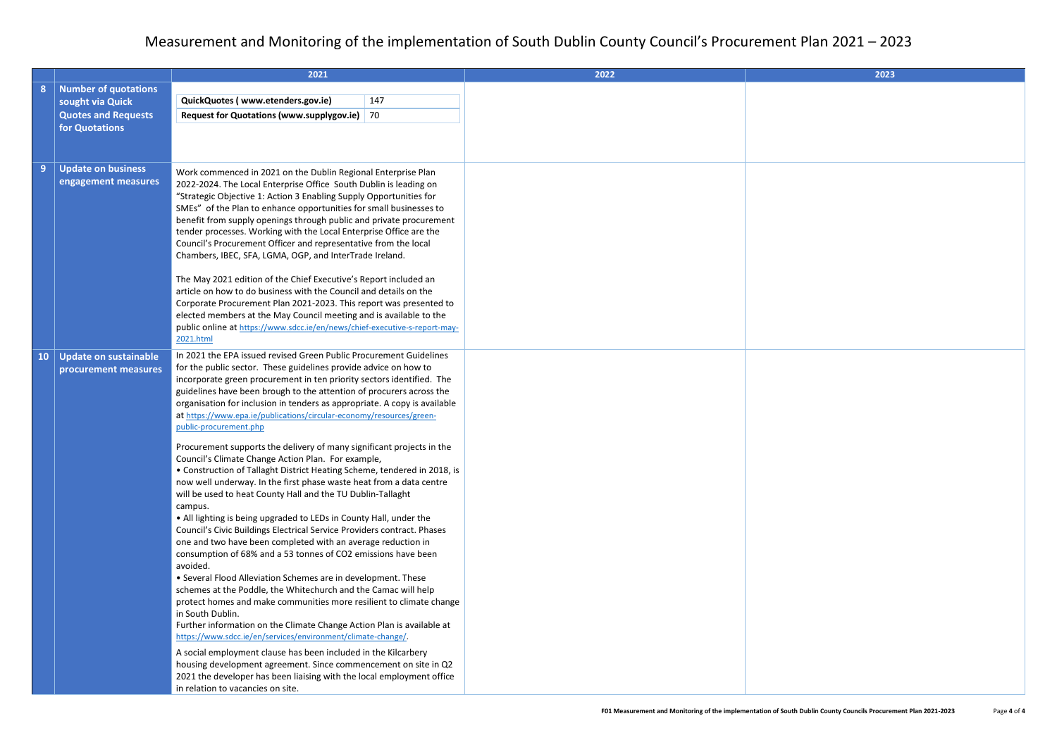# Measurement and Monitoring of the implementation of South Dublin County Council's Procurement Plan 2021 – 2023

| | | 2021 | 2022 | 2023 |
|---|---|---|---|---|
| 8 | **Number of quotations sought via Quick Quotes and Requests for Quotations** | **QuickQuotes ( www.etenders.gov.ie)**: 147<br>**Request for Quotations (www.supplygov.ie)**: 70 | | |
| 9 | **Update on business engagement measures** | Work commenced in 2021 on the Dublin Regional Enterprise Plan 2022-2024. The Local Enterprise Office South Dublin is leading on "Strategic Objective 1: Action 3 Enabling Supply Opportunities for SMEs" of the Plan to enhance opportunities for small businesses to benefit from supply openings through public and private procurement tender processes. Working with the Local Enterprise Office are the Council's Procurement Officer and representative from the local Chambers, IBEC, SFA, LGMA, OGP, and InterTrade Ireland.<br><br>The May 2021 edition of the Chief Executive's Report included an article on how to do business with the Council and details on the Corporate Procurement Plan 2021-2023. This report was presented to elected members at the May Council meeting and is available to the public online at https://www.sdcc.ie/en/news/chief-executive-s-report-may-2021.html | | |
| 10 | **Update on sustainable procurement measures** | In 2021 the EPA issued revised Green Public Procurement Guidelines for the public sector. These guidelines provide advice on how to incorporate green procurement in ten priority sectors identified. The guidelines have been brough to the attention of procurers across the organisation for inclusion in tenders as appropriate. A copy is available at https://www.epa.ie/publications/circular-economy/resources/green-public-procurement.php<br><br>Procurement supports the delivery of many significant projects in the Council's Climate Change Action Plan. For example,<br>• Construction of Tallaght District Heating Scheme, tendered in 2018, is now well underway. In the first phase waste heat from a data centre will be used to heat County Hall and the TU Dublin-Tallaght campus.<br>• All lighting is being upgraded to LEDs in County Hall, under the Council's Civic Buildings Electrical Service Providers contract. Phases one and two have been completed with an average reduction in consumption of 68% and a 53 tonnes of $CO_2$ emissions have been avoided.<br>• Several Flood Alleviation Schemes are in development. These schemes at the Poddle, the Whitechurch and the Camac will help protect homes and make communities more resilient to climate change in South Dublin.<br>Further information on the Climate Change Action Plan is available at https://www.sdcc.ie/en/services/environment/climate-change/.<br><br>A social employment clause has been included in the Kilcarbery housing development agreement. Since commencement on site in Q2 2021 the developer has been liaising with the local employment office in relation to vacancies on site. | | |